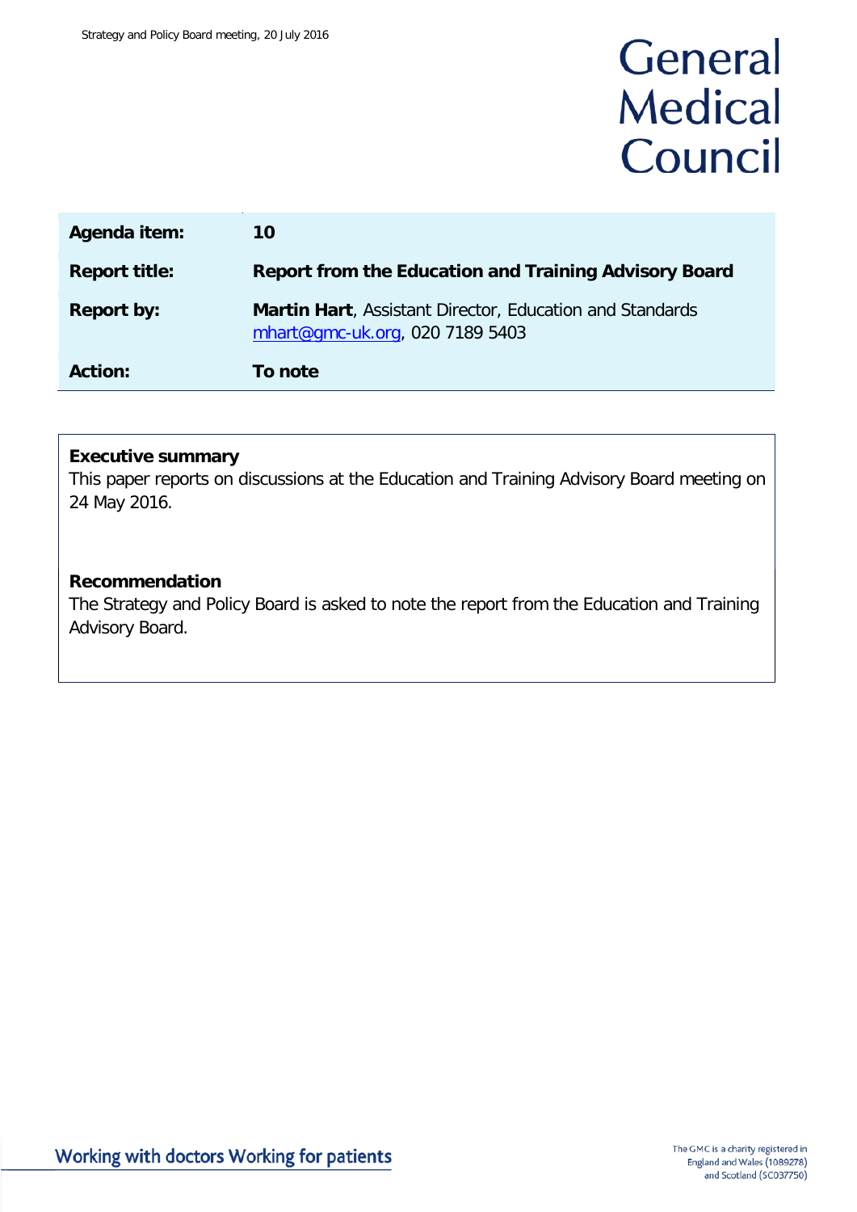General Medical Council

| Agenda item: | 10 |
|---|---|
| Report title: | **Report from the Education and Training Advisory Board** |
| Report by: | **Martin Hart**, Assistant Director, Education and Standards mhart@gmc-uk.org, 020 7189 5403 |
| Action: | **To note** |

**Executive summary**

This paper reports on discussions at the Education and Training Advisory Board meeting on 24 May 2016.

**Recommendation**

The Strategy and Policy Board is asked to note the report from the Education and Training Advisory Board.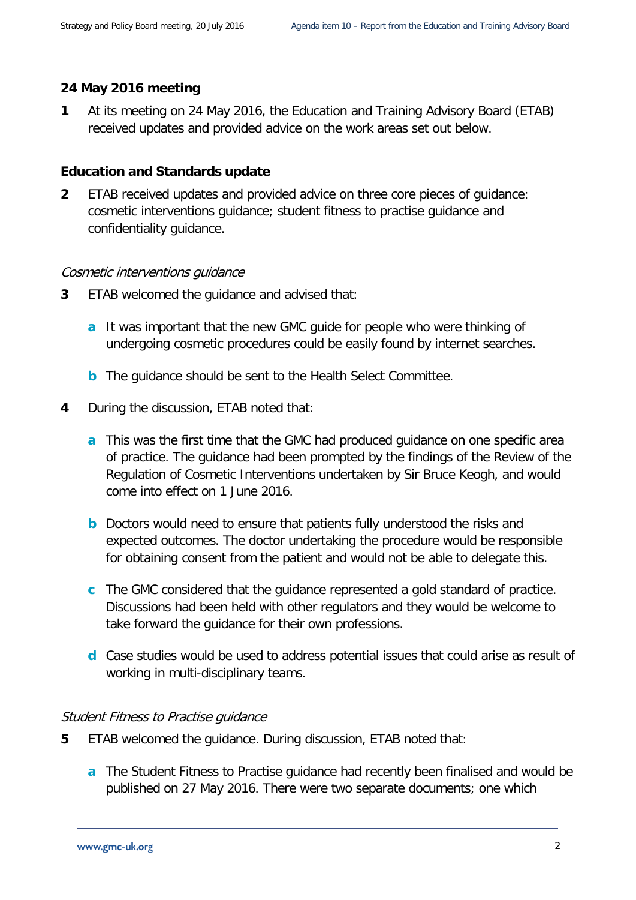## 24 May 2016 meeting

**1** At its meeting on 24 May 2016, the Education and Training Advisory Board (ETAB) received updates and provided advice on the work areas set out below.

### Education and Standards update

**2** ETAB received updates and provided advice on three core pieces of guidance: cosmetic interventions guidance; student fitness to practise guidance and confidentiality guidance.

*Cosmetic interventions guidance*

**3** ETAB welcomed the guidance and advised that:

- **a** It was important that the new GMC guide for people who were thinking of undergoing cosmetic procedures could be easily found by internet searches.
- **b** The guidance should be sent to the Health Select Committee.

**4** During the discussion, ETAB noted that:

- **a** This was the first time that the GMC had produced guidance on one specific area of practice. The guidance had been prompted by the findings of the Review of the Regulation of Cosmetic Interventions undertaken by Sir Bruce Keogh, and would come into effect on 1 June 2016.
- **b** Doctors would need to ensure that patients fully understood the risks and expected outcomes. The doctor undertaking the procedure would be responsible for obtaining consent from the patient and would not be able to delegate this.
- **c** The GMC considered that the guidance represented a gold standard of practice. Discussions had been held with other regulators and they would be welcome to take forward the guidance for their own professions.
- **d** Case studies would be used to address potential issues that could arise as result of working in multi-disciplinary teams.

*Student Fitness to Practise guidance*

**5** ETAB welcomed the guidance. During discussion, ETAB noted that:

- **a** The Student Fitness to Practise guidance had recently been finalised and would be published on 27 May 2016. There were two separate documents; one which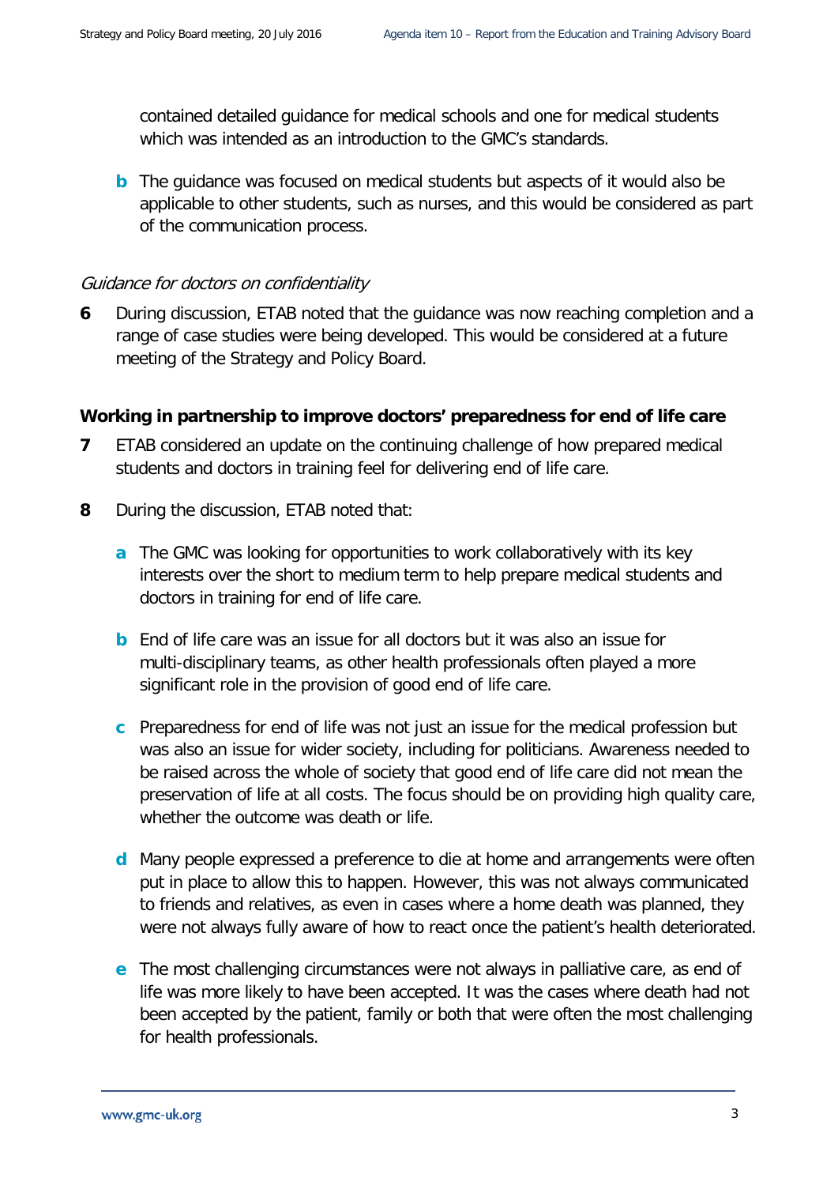contained detailed guidance for medical schools and one for medical students which was intended as an introduction to the GMC's standards.

**b** The guidance was focused on medical students but aspects of it would also be applicable to other students, such as nurses, and this would be considered as part of the communication process.

*Guidance for doctors on confidentiality*

**6** During discussion, ETAB noted that the guidance was now reaching completion and a range of case studies were being developed. This would be considered at a future meeting of the Strategy and Policy Board.

**Working in partnership to improve doctors' preparedness for end of life care**

**7** ETAB considered an update on the continuing challenge of how prepared medical students and doctors in training feel for delivering end of life care.

**8** During the discussion, ETAB noted that:

**a** The GMC was looking for opportunities to work collaboratively with its key interests over the short to medium term to help prepare medical students and doctors in training for end of life care.

**b** End of life care was an issue for all doctors but it was also an issue for multi-disciplinary teams, as other health professionals often played a more significant role in the provision of good end of life care.

**c** Preparedness for end of life was not just an issue for the medical profession but was also an issue for wider society, including for politicians. Awareness needed to be raised across the whole of society that good end of life care did not mean the preservation of life at all costs. The focus should be on providing high quality care, whether the outcome was death or life.

**d** Many people expressed a preference to die at home and arrangements were often put in place to allow this to happen. However, this was not always communicated to friends and relatives, as even in cases where a home death was planned, they were not always fully aware of how to react once the patient's health deteriorated.

**e** The most challenging circumstances were not always in palliative care, as end of life was more likely to have been accepted. It was the cases where death had not been accepted by the patient, family or both that were often the most challenging for health professionals.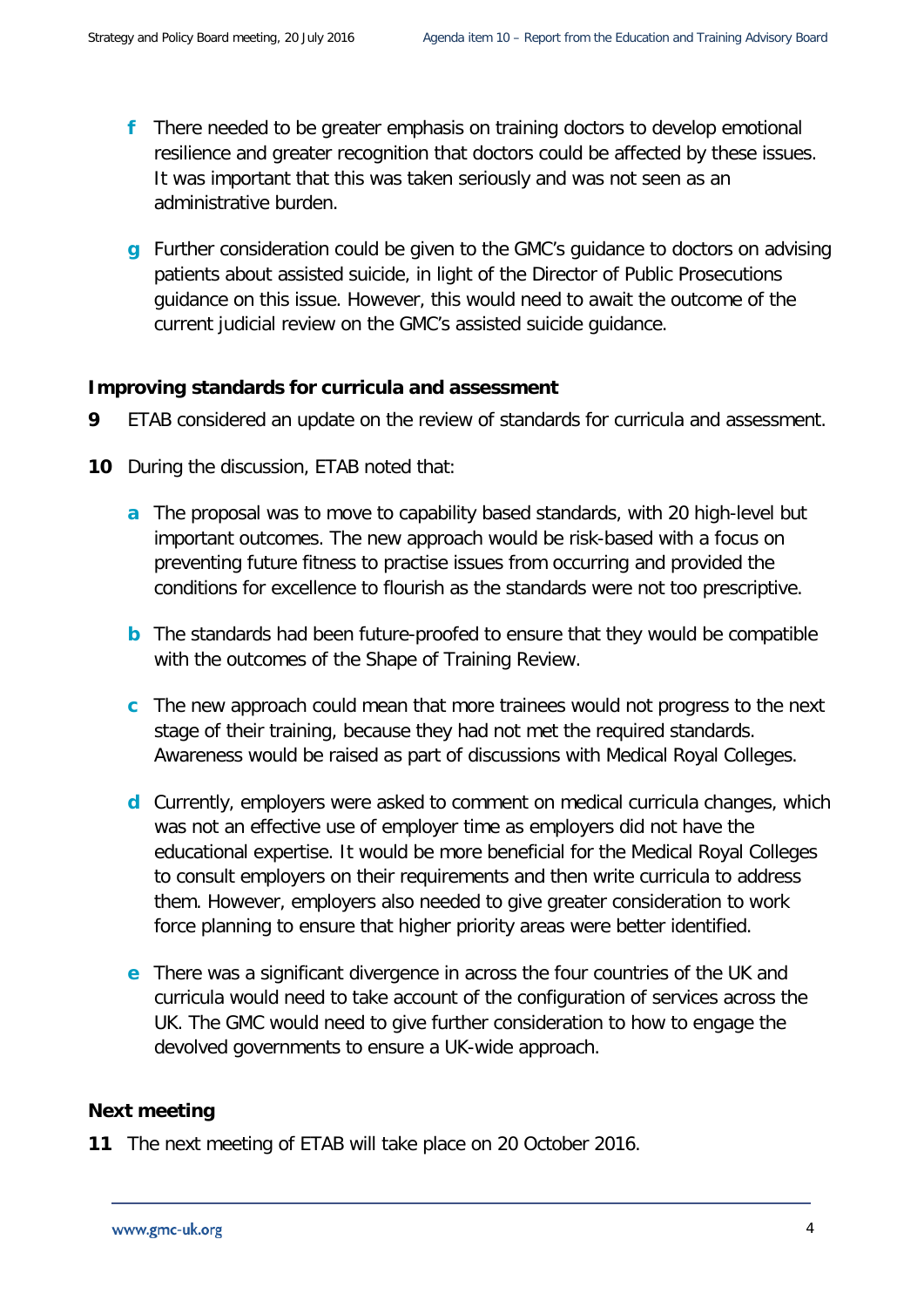f There needed to be greater emphasis on training doctors to develop emotional resilience and greater recognition that doctors could be affected by these issues. It was important that this was taken seriously and was not seen as an administrative burden.

g Further consideration could be given to the GMC's guidance to doctors on advising patients about assisted suicide, in light of the Director of Public Prosecutions guidance on this issue. However, this would need to await the outcome of the current judicial review on the GMC's assisted suicide guidance.

**Improving standards for curricula and assessment**

**9** ETAB considered an update on the review of standards for curricula and assessment.

**10** During the discussion, ETAB noted that:

a The proposal was to move to capability based standards, with 20 high-level but important outcomes. The new approach would be risk-based with a focus on preventing future fitness to practise issues from occurring and provided the conditions for excellence to flourish as the standards were not too prescriptive.

b The standards had been future-proofed to ensure that they would be compatible with the outcomes of the Shape of Training Review.

c The new approach could mean that more trainees would not progress to the next stage of their training, because they had not met the required standards. Awareness would be raised as part of discussions with Medical Royal Colleges.

d Currently, employers were asked to comment on medical curricula changes, which was not an effective use of employer time as employers did not have the educational expertise. It would be more beneficial for the Medical Royal Colleges to consult employers on their requirements and then write curricula to address them. However, employers also needed to give greater consideration to work force planning to ensure that higher priority areas were better identified.

e There was a significant divergence in across the four countries of the UK and curricula would need to take account of the configuration of services across the UK. The GMC would need to give further consideration to how to engage the devolved governments to ensure a UK-wide approach.

**Next meeting**

**11** The next meeting of ETAB will take place on 20 October 2016.